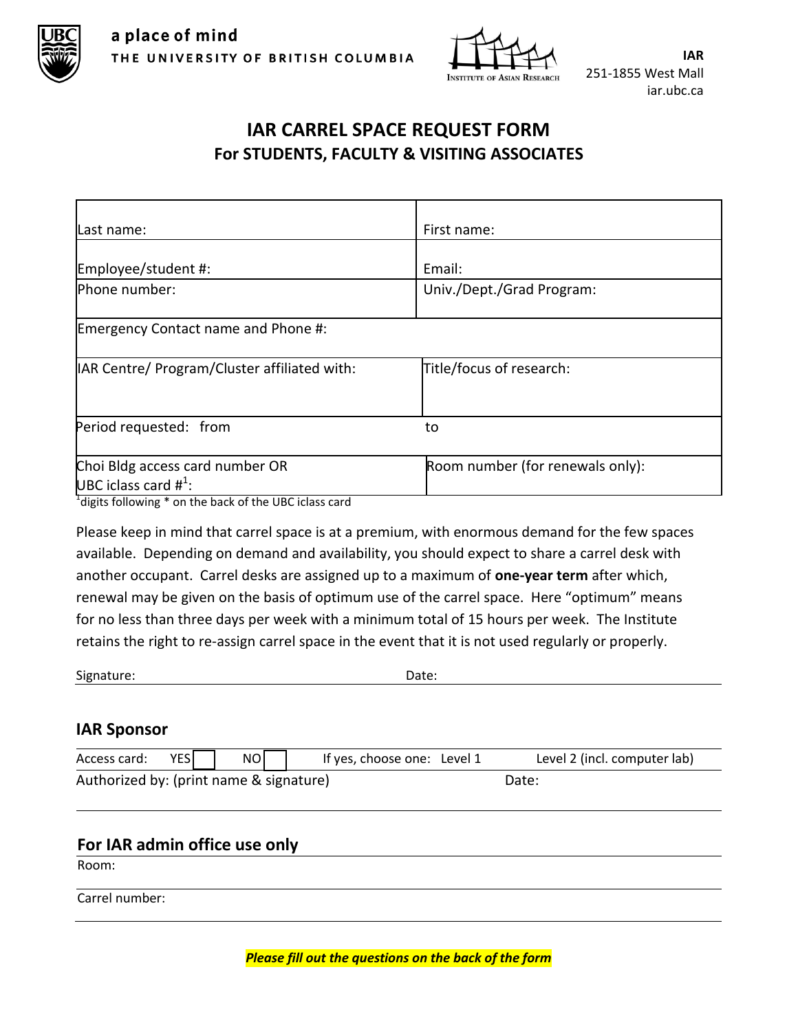a place of mind
THE UNIVERSITY OF BRITISH COLUMBIA

INSTITUTE OF ASIAN RESEARCH

**IAR**
251-1855 West Mall
iar.ubc.ca

# IAR CARREL SPACE REQUEST FORM
## For STUDENTS, FACULTY & VISITING ASSOCIATES

| | |
|---|---|
| Last name: | First name: |
| Employee/student #: | Email: |
| Phone number: | Univ./Dept./Grad Program: |
| Emergency Contact name and Phone #: | |
| IAR Centre/ Program/Cluster affiliated with: | Title/focus of research: |
| Period requested: from | to |
| Choi Bldg access card number OR UBC iclass card #[1]: | Room number (for renewals only): |

[1] digits following * on the back of the UBC iclass card

Please keep in mind that carrel space is at a premium, with enormous demand for the few spaces available. Depending on demand and availability, you should expect to share a carrel desk with another occupant. Carrel desks are assigned up to a maximum of **one-year term** after which, renewal may be given on the basis of optimum use of the carrel space. Here "optimum" means for no less than three days per week with a minimum total of 15 hours per week. The Institute retains the right to re-assign carrel space in the event that it is not used regularly or properly.

Signature: Date:

### IAR Sponsor

Access card: YES ☐ NO ☐ If yes, choose one: Level 1 Level 2 (incl. computer lab)

Authorized by: (print name & signature) Date:

### For IAR admin office use only

Room:

Carrel number:

***Please fill out the questions on the back of the form***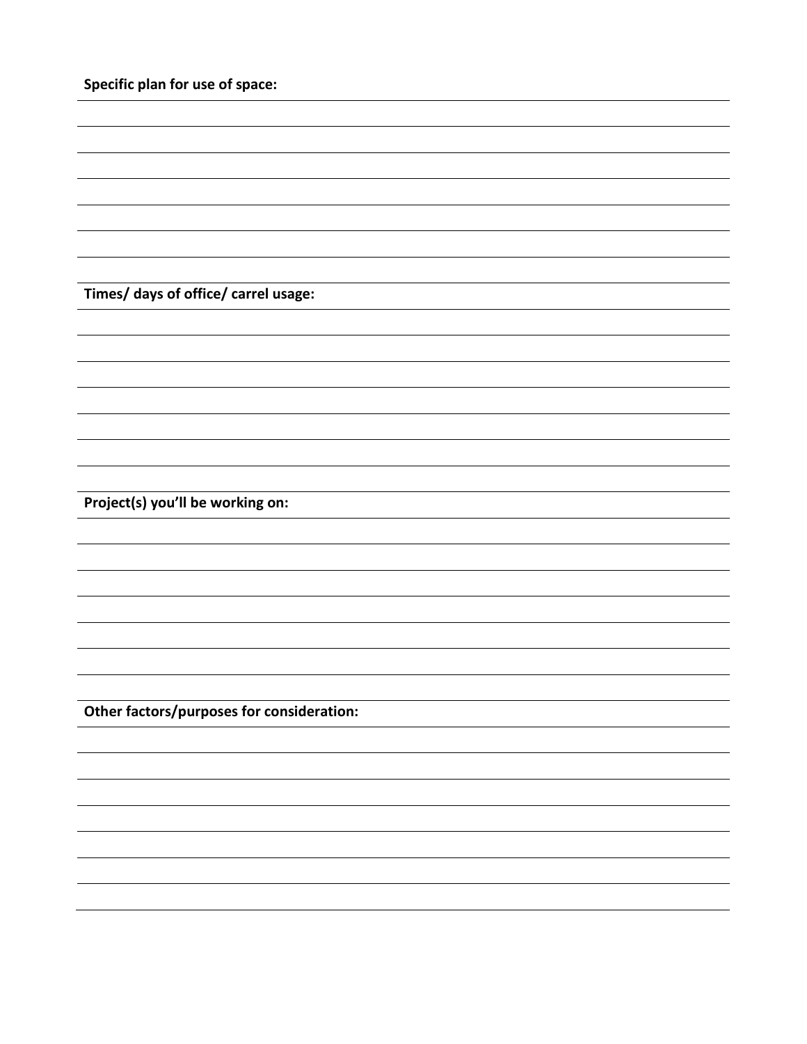**Specific plan for use of space:**

**Times/ days of office/ carrel usage:**

**Project(s) you'll be working on:**

**Other factors/purposes for consideration:**